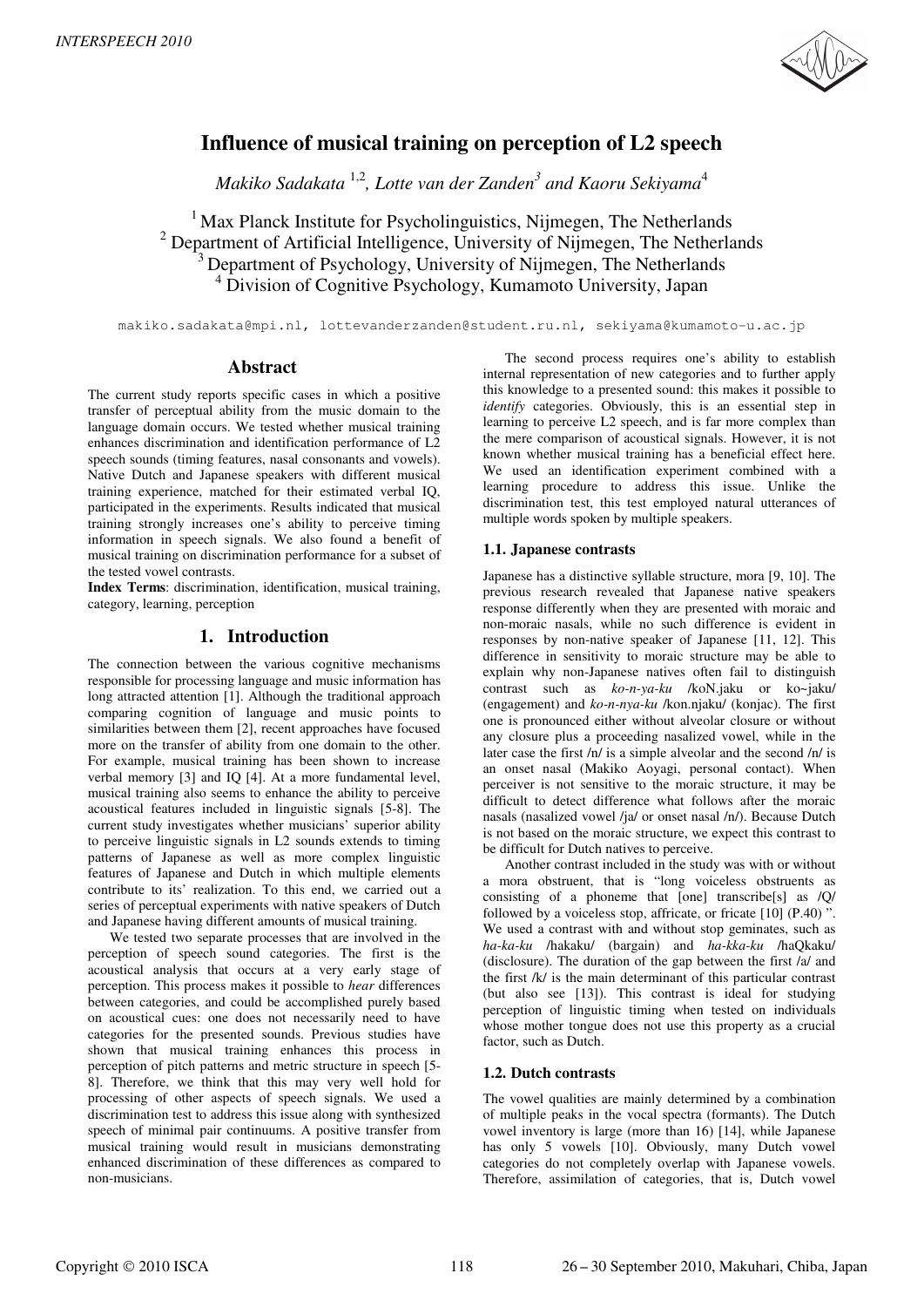# Influence of musical training on perception of L2 speech

*Makiko Sadakata* [1,2]*, Lotte van der Zanden*[3] *and Kaoru Sekiyama*[4]

[1] Max Planck Institute for Psycholinguistics, Nijmegen, The Netherlands
[2] Department of Artificial Intelligence, University of Nijmegen, The Netherlands
[3] Department of Psychology, University of Nijmegen, The Netherlands
[4] Division of Cognitive Psychology, Kumamoto University, Japan

makiko.sadakata@mpi.nl, lottevanderzanden@student.ru.nl, sekiyama@kumamoto-u.ac.jp

## Abstract

The current study reports specific cases in which a positive transfer of perceptual ability from the music domain to the language domain occurs. We tested whether musical training enhances discrimination and identification performance of L2 speech sounds (timing features, nasal consonants and vowels). Native Dutch and Japanese speakers with different musical training experience, matched for their estimated verbal IQ, participated in the experiments. Results indicated that musical training strongly increases one's ability to perceive timing information in speech signals. We also found a benefit of musical training on discrimination performance for a subset of the tested vowel contrasts.

**Index Terms**: discrimination, identification, musical training, category, learning, perception

## 1. Introduction

The connection between the various cognitive mechanisms responsible for processing language and music information has long attracted attention [1]. Although the traditional approach comparing cognition of language and music points to similarities between them [2], recent approaches have focused more on the transfer of ability from one domain to the other. For example, musical training has been shown to increase verbal memory [3] and IQ [4]. At a more fundamental level, musical training also seems to enhance the ability to perceive acoustical features included in linguistic signals [5-8]. The current study investigates whether musicians' superior ability to perceive linguistic signals in L2 sounds extends to timing patterns of Japanese as well as more complex linguistic features of Japanese and Dutch in which multiple elements contribute to its' realization. To this end, we carried out a series of perceptual experiments with native speakers of Dutch and Japanese having different amounts of musical training.

We tested two separate processes that are involved in the perception of speech sound categories. The first is the acoustical analysis that occurs at a very early stage of perception. This process makes it possible to *hear* differences between categories, and could be accomplished purely based on acoustical cues: one does not necessarily need to have categories for the presented sounds. Previous studies have shown that musical training enhances this process in perception of pitch patterns and metric structure in speech [5-8]. Therefore, we think that this may very well hold for processing of other aspects of speech signals. We used a discrimination test to address this issue along with synthesized speech of minimal pair continuums. A positive transfer from musical training would result in musicians demonstrating enhanced discrimination of these differences as compared to non-musicians.

The second process requires one's ability to establish internal representation of new categories and to further apply this knowledge to a presented sound: this makes it possible to *identify* categories. Obviously, this is an essential step in learning to perceive L2 speech, and is far more complex than the mere comparison of acoustical signals. However, it is not known whether musical training has a beneficial effect here. We used an identification experiment combined with a learning procedure to address this issue. Unlike the discrimination test, this test employed natural utterances of multiple words spoken by multiple speakers.

### 1.1. Japanese contrasts

Japanese has a distinctive syllable structure, mora [9, 10]. The previous research revealed that Japanese native speakers response differently when they are presented with moraic and non-moraic nasals, while no such difference is evident in responses by non-native speaker of Japanese [11, 12]. This difference in sensitivity to moraic structure may be able to explain why non-Japanese natives often fail to distinguish contrast such as *ko-n-ya-ku* /koN.jaku or ko~jaku/ (engagement) and *ko-n-nya-ku* /kon.njaku/ (konjac). The first one is pronounced either without alveolar closure or without any closure plus a proceeding nasalized vowel, while in the later case the first /n/ is a simple alveolar and the second /n/ is an onset nasal (Makiko Aoyagi, personal contact). When perceiver is not sensitive to the moraic structure, it may be difficult to detect difference what follows after the moraic nasals (nasalized vowel /ja/ or onset nasal /n/). Because Dutch is not based on the moraic structure, we expect this contrast to be difficult for Dutch natives to perceive.

Another contrast included in the study was with or without a mora obstruent, that is "long voiceless obstruents as consisting of a phoneme that [one] transcribe[s] as /Q/ followed by a voiceless stop, affricate, or fricate [10] (P.40) ". We used a contrast with and without stop geminates, such as *ha-ka-ku* /hakaku/ (bargain) and *ha-kka-ku* /haQkaku/ (disclosure). The duration of the gap between the first /a/ and the first /k/ is the main determinant of this particular contrast (but also see [13]). This contrast is ideal for studying perception of linguistic timing when tested on individuals whose mother tongue does not use this property as a crucial factor, such as Dutch.

### 1.2. Dutch contrasts

The vowel qualities are mainly determined by a combination of multiple peaks in the vocal spectra (formants). The Dutch vowel inventory is large (more than 16) [14], while Japanese has only 5 vowels [10]. Obviously, many Dutch vowel categories do not completely overlap with Japanese vowels. Therefore, assimilation of categories, that is, Dutch vowel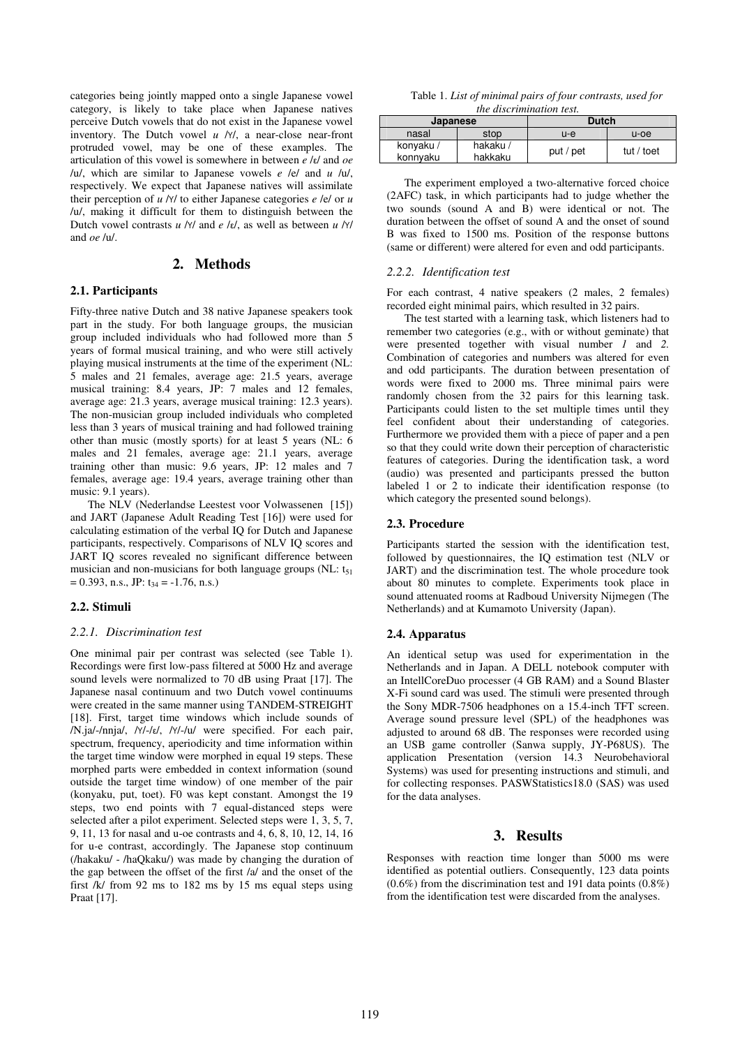categories being jointly mapped onto a single Japanese vowel category, is likely to take place when Japanese natives perceive Dutch vowels that do not exist in the Japanese vowel inventory. The Dutch vowel *u* /ʏ/, a near-close near-front protruded vowel, may be one of these examples. The articulation of this vowel is somewhere in between *e* /ɛ/ and *oe* /u/, which are similar to Japanese vowels *e* /e/ and *u* /u/, respectively. We expect that Japanese natives will assimilate their perception of *u* /ʏ/ to either Japanese categories *e* /e/ or *u* /u/, making it difficult for them to distinguish between the Dutch vowel contrasts *u* /ʏ/ and *e* /ɛ/, as well as between *u* /ʏ/ and *oe* /u/.

## 2. Methods

### 2.1. Participants

Fifty-three native Dutch and 38 native Japanese speakers took part in the study. For both language groups, the musician group included individuals who had followed more than 5 years of formal musical training, and who were still actively playing musical instruments at the time of the experiment (NL: 5 males and 21 females, average age: 21.5 years, average musical training: 8.4 years, JP: 7 males and 12 females, average age: 21.3 years, average musical training: 12.3 years). The non-musician group included individuals who completed less than 3 years of musical training and had followed training other than music (mostly sports) for at least 5 years (NL: 6 males and 21 females, average age: 21.1 years, average training other than music: 9.6 years, JP: 12 males and 7 females, average age: 19.4 years, average training other than music: 9.1 years).

The NLV (Nederlandse Leestest voor Volwassenen [15]) and JART (Japanese Adult Reading Test [16]) were used for calculating estimation of the verbal IQ for Dutch and Japanese participants, respectively. Comparisons of NLV IQ scores and JART IQ scores revealed no significant difference between musician and non-musicians for both language groups (NL: $t_{51} = 0.393$, n.s., JP: $t_{34} = -1.76$, n.s.)

### 2.2. Stimuli

#### 2.2.1. Discrimination test

One minimal pair per contrast was selected (see Table 1). Recordings were first low-pass filtered at 5000 Hz and average sound levels were normalized to 70 dB using Praat [17]. The Japanese nasal continuum and two Dutch vowel continuums were created in the same manner using TANDEM-STREIGHT [18]. First, target time windows which include sounds of /N.ja/-/nnja/, /ʏ/-/ɛ/, /ʏ/-/u/ were specified. For each pair, spectrum, frequency, aperiodicity and time information within the target time window were morphed in equal 19 steps. These morphed parts were embedded in context information (sound outside the target time window) of one member of the pair (konyaku, put, toet). F0 was kept constant. Amongst the 19 steps, two end points with 7 equal-distanced steps were selected after a pilot experiment. Selected steps were 1, 3, 5, 7, 9, 11, 13 for nasal and u-oe contrasts and 4, 6, 8, 10, 12, 14, 16 for u-e contrast, accordingly. The Japanese stop continuum (/hakaku/ - /haQkaku/) was made by changing the duration of the gap between the offset of the first /a/ and the onset of the first /k/ from 92 ms to 182 ms by 15 ms equal steps using Praat [17].

Table 1. *List of minimal pairs of four contrasts, used for the discrimination test.*

| Japanese | | Dutch | |
|---|---|---|---|
| nasal | stop | u-e | u-oe |
| konyaku / konnyaku | hakaku / hakkaku | put / pet | tut / toet |

The experiment employed a two-alternative forced choice (2AFC) task, in which participants had to judge whether the two sounds (sound A and B) were identical or not. The duration between the offset of sound A and the onset of sound B was fixed to 1500 ms. Position of the response buttons (same or different) were altered for even and odd participants.

#### 2.2.2. Identification test

For each contrast, 4 native speakers (2 males, 2 females) recorded eight minimal pairs, which resulted in 32 pairs.

The test started with a learning task, which listeners had to remember two categories (e.g., with or without geminate) that were presented together with visual number *1* and *2*. Combination of categories and numbers was altered for even and odd participants. The duration between presentation of words were fixed to 2000 ms. Three minimal pairs were randomly chosen from the 32 pairs for this learning task. Participants could listen to the set multiple times until they feel confident about their understanding of categories. Furthermore we provided them with a piece of paper and a pen so that they could write down their perception of characteristic features of categories. During the identification task, a word (audio) was presented and participants pressed the button labeled 1 or 2 to indicate their identification response (to which category the presented sound belongs).

### 2.3. Procedure

Participants started the session with the identification test, followed by questionnaires, the IQ estimation test (NLV or JART) and the discrimination test. The whole procedure took about 80 minutes to complete. Experiments took place in sound attenuated rooms at Radboud University Nijmegen (The Netherlands) and at Kumamoto University (Japan).

### 2.4. Apparatus

An identical setup was used for experimentation in the Netherlands and in Japan. A DELL notebook computer with an IntellCoreDuo processer (4 GB RAM) and a Sound Blaster X-Fi sound card was used. The stimuli were presented through the Sony MDR-7506 headphones on a 15.4-inch TFT screen. Average sound pressure level (SPL) of the headphones was adjusted to around 68 dB. The responses were recorded using an USB game controller (Sanwa supply, JY-P68US). The application Presentation (version 14.3 Neurobehavioral Systems) was used for presenting instructions and stimuli, and for collecting responses. PASWStatistics18.0 (SAS) was used for the data analyses.

## 3. Results

Responses with reaction time longer than 5000 ms were identified as potential outliers. Consequently, 123 data points (0.6%) from the discrimination test and 191 data points (0.8%) from the identification test were discarded from the analyses.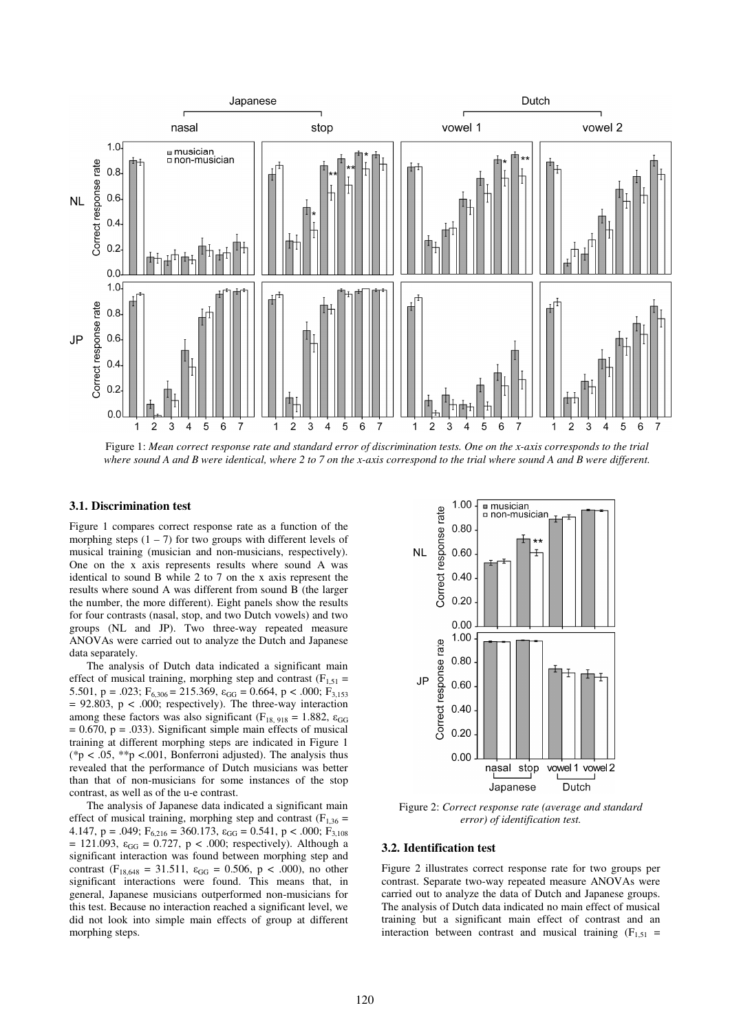Figure 1: *Mean correct response rate and standard error of discrimination tests. One on the x-axis corresponds to the trial where sound A and B were identical, where 2 to 7 on the x-axis correspond to the trial where sound A and B were different.*

### 3.1. Discrimination test

Figure 1 compares correct response rate as a function of the morphing steps (1 – 7) for two groups with different levels of musical training (musician and non-musicians, respectively). One on the x axis represents results where sound A was identical to sound B while 2 to 7 on the x axis represent the results where sound A was different from sound B (the larger the number, the more different). Eight panels show the results for four contrasts (nasal, stop, and two Dutch vowels) and two groups (NL and JP). Two three-way repeated measure ANOVAs were carried out to analyze the Dutch and Japanese data separately.

The analysis of Dutch data indicated a significant main effect of musical training, morphing step and contrast ($F_{1,51}$ = 5.501, p = .023; $F_{6,306}$ = 215.369, $\varepsilon_{GG}$ = 0.664, p < .000; $F_{3,153}$ = 92.803, p < .000; respectively). The three-way interaction among these factors was also significant ($F_{18, 918}$ = 1.882, $\varepsilon_{GG}$ = 0.670, p = .033). Significant simple main effects of musical training at different morphing steps are indicated in Figure 1 (*p < .05, **p <.001, Bonferroni adjusted). The analysis thus revealed that the performance of Dutch musicians was better than that of non-musicians for some instances of the stop contrast, as well as of the u-e contrast.

The analysis of Japanese data indicated a significant main effect of musical training, morphing step and contrast ($F_{1,36}$ = 4.147, p = .049; $F_{6,216}$ = 360.173, $\varepsilon_{GG}$ = 0.541, p < .000; $F_{3,108}$ = 121.093, $\varepsilon_{GG}$ = 0.727, p < .000; respectively). Although a significant interaction was found between morphing step and contrast ($F_{18,648}$ = 31.511, $\varepsilon_{GG}$ = 0.506, p < .000), no other significant interactions were found. This means that, in general, Japanese musicians outperformed non-musicians for this test. Because no interaction reached a significant level, we did not look into simple main effects of group at different morphing steps.

Figure 2: *Correct response rate (average and standard error) of identification test.*

### 3.2. Identification test

Figure 2 illustrates correct response rate for two groups per contrast. Separate two-way repeated measure ANOVAs were carried out to analyze the data of Dutch and Japanese groups. The analysis of Dutch data indicated no main effect of musical training but a significant main effect of contrast and an interaction between contrast and musical training ($F_{1,51}$ =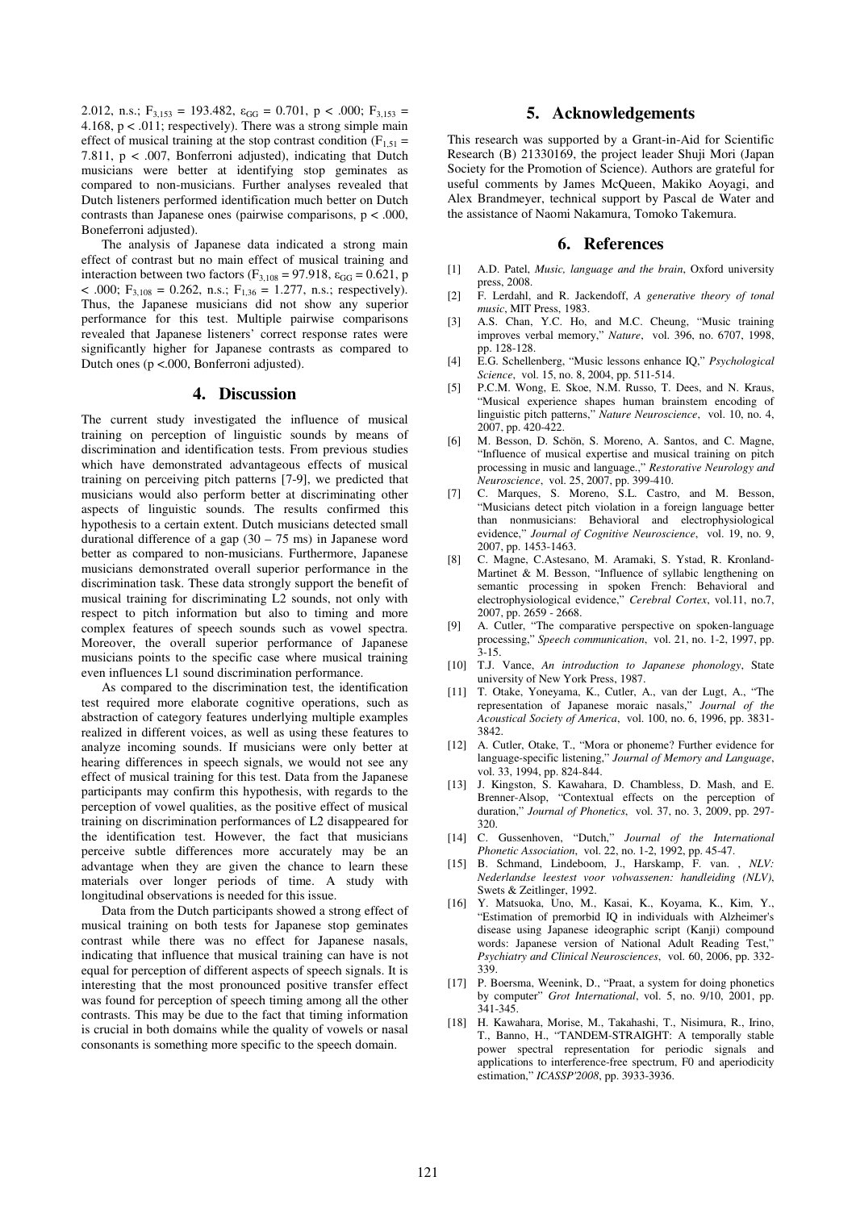2.012, n.s.; $F_{3,153} = 193.482$, $\varepsilon_{GG} = 0.701$, $p < .000$; $F_{3,153} = 4.168$, $p < .011$; respectively). There was a strong simple main effect of musical training at the stop contrast condition ($F_{1,51} = 7.811$, $p < .007$, Bonferroni adjusted), indicating that Dutch musicians were better at identifying stop geminates as compared to non-musicians. Further analyses revealed that Dutch listeners performed identification much better on Dutch contrasts than Japanese ones (pairwise comparisons, $p < .000$, Boneferroni adjusted).

The analysis of Japanese data indicated a strong main effect of contrast but no main effect of musical training and interaction between two factors ($F_{3,108} = 97.918$, $\varepsilon_{GG} = 0.621$, $p < .000$; $F_{3,108} = 0.262$, n.s.; $F_{1,36} = 1.277$, n.s.; respectively). Thus, the Japanese musicians did not show any superior performance for this test. Multiple pairwise comparisons revealed that Japanese listeners' correct response rates were significantly higher for Japanese contrasts as compared to Dutch ones ($p <.000$, Bonferroni adjusted).

## 4. Discussion

The current study investigated the influence of musical training on perception of linguistic sounds by means of discrimination and identification tests. From previous studies which have demonstrated advantageous effects of musical training on perceiving pitch patterns [7-9], we predicted that musicians would also perform better at discriminating other aspects of linguistic sounds. The results confirmed this hypothesis to a certain extent. Dutch musicians detected small durational difference of a gap (30 – 75 ms) in Japanese word better as compared to non-musicians. Furthermore, Japanese musicians demonstrated overall superior performance in the discrimination task. These data strongly support the benefit of musical training for discriminating L2 sounds, not only with respect to pitch information but also to timing and more complex features of speech sounds such as vowel spectra. Moreover, the overall superior performance of Japanese musicians points to the specific case where musical training even influences L1 sound discrimination performance.

As compared to the discrimination test, the identification test required more elaborate cognitive operations, such as abstraction of category features underlying multiple examples realized in different voices, as well as using these features to analyze incoming sounds. If musicians were only better at hearing differences in speech signals, we would not see any effect of musical training for this test. Data from the Japanese participants may confirm this hypothesis, with regards to the perception of vowel qualities, as the positive effect of musical training on discrimination performances of L2 disappeared for the identification test. However, the fact that musicians perceive subtle differences more accurately may be an advantage when they are given the chance to learn these materials over longer periods of time. A study with longitudinal observations is needed for this issue.

Data from the Dutch participants showed a strong effect of musical training on both tests for Japanese stop geminates contrast while there was no effect for Japanese nasals, indicating that influence that musical training can have is not equal for perception of different aspects of speech signals. It is interesting that the most pronounced positive transfer effect was found for perception of speech timing among all the other contrasts. This may be due to the fact that timing information is crucial in both domains while the quality of vowels or nasal consonants is something more specific to the speech domain.

## 5. Acknowledgements

This research was supported by a Grant-in-Aid for Scientific Research (B) 21330169, the project leader Shuji Mori (Japan Society for the Promotion of Science). Authors are grateful for useful comments by James McQueen, Makiko Aoyagi, and Alex Brandmeyer, technical support by Pascal de Water and the assistance of Naomi Nakamura, Tomoko Takemura.

## 6. References

[1] A.D. Patel, *Music, language and the brain*, Oxford university press, 2008.

[2] F. Lerdahl, and R. Jackendoff, *A generative theory of tonal music*, MIT Press, 1983.

[3] A.S. Chan, Y.C. Ho, and M.C. Cheung, "Music training improves verbal memory," *Nature*, vol. 396, no. 6707, 1998, pp. 128-128.

[4] E.G. Schellenberg, "Music lessons enhance IQ," *Psychological Science*, vol. 15, no. 8, 2004, pp. 511-514.

[5] P.C.M. Wong, E. Skoe, N.M. Russo, T. Dees, and N. Kraus, "Musical experience shapes human brainstem encoding of linguistic pitch patterns," *Nature Neuroscience*, vol. 10, no. 4, 2007, pp. 420-422.

[6] M. Besson, D. Schön, S. Moreno, A. Santos, and C. Magne, "Influence of musical expertise and musical training on pitch processing in music and language.," *Restorative Neurology and Neuroscience*, vol. 25, 2007, pp. 399-410.

[7] C. Marques, S. Moreno, S.L. Castro, and M. Besson, "Musicians detect pitch violation in a foreign language better than nonmusicians: Behavioral and electrophysiological evidence," *Journal of Cognitive Neuroscience*, vol. 19, no. 9, 2007, pp. 1453-1463.

[8] C. Magne, C.Astesano, M. Aramaki, S. Ystad, R. Kronland-Martinet & M. Besson, "Influence of syllabic lengthening on semantic processing in spoken French: Behavioral and electrophysiological evidence," *Cerebral Cortex*, vol.11, no.7, 2007, pp. 2659 - 2668.

[9] A. Cutler, "The comparative perspective on spoken-language processing," *Speech communication*, vol. 21, no. 1-2, 1997, pp. 3-15.

[10] T.J. Vance, *An introduction to Japanese phonology*, State university of New York Press, 1987.

[11] T. Otake, Yoneyama, K., Cutler, A., van der Lugt, A., "The representation of Japanese moraic nasals," *Journal of the Acoustical Society of America*, vol. 100, no. 6, 1996, pp. 3831-3842.

[12] A. Cutler, Otake, T., "Mora or phoneme? Further evidence for language-specific listening," *Journal of Memory and Language*, vol. 33, 1994, pp. 824-844.

[13] J. Kingston, S. Kawahara, D. Chambless, D. Mash, and E. Brenner-Alsop, "Contextual effects on the perception of duration," *Journal of Phonetics*, vol. 37, no. 3, 2009, pp. 297-320.

[14] C. Gussenhoven, "Dutch," *Journal of the International Phonetic Association*, vol. 22, no. 1-2, 1992, pp. 45-47.

[15] B. Schmand, Lindeboom, J., Harskamp, F. van. , *NLV: Nederlandse leestest voor volwassenen: handleiding (NLV)*, Swets & Zeitlinger, 1992.

[16] Y. Matsuoka, Uno, M., Kasai, K., Koyama, K., Kim, Y., "Estimation of premorbid IQ in individuals with Alzheimer's disease using Japanese ideographic script (Kanji) compound words: Japanese version of National Adult Reading Test," *Psychiatry and Clinical Neurosciences*, vol. 60, 2006, pp. 332-339.

[17] P. Boersma, Weenink, D., "Praat, a system for doing phonetics by computer" *Grot International*, vol. 5, no. 9/10, 2001, pp. 341-345.

[18] H. Kawahara, Morise, M., Takahashi, T., Nisimura, R., Irino, T., Banno, H., "TANDEM-STRAIGHT: A temporally stable power spectral representation for periodic signals and applications to interference-free spectrum, F0 and aperiodicity estimation," *ICASSP'2008*, pp. 3933-3936.